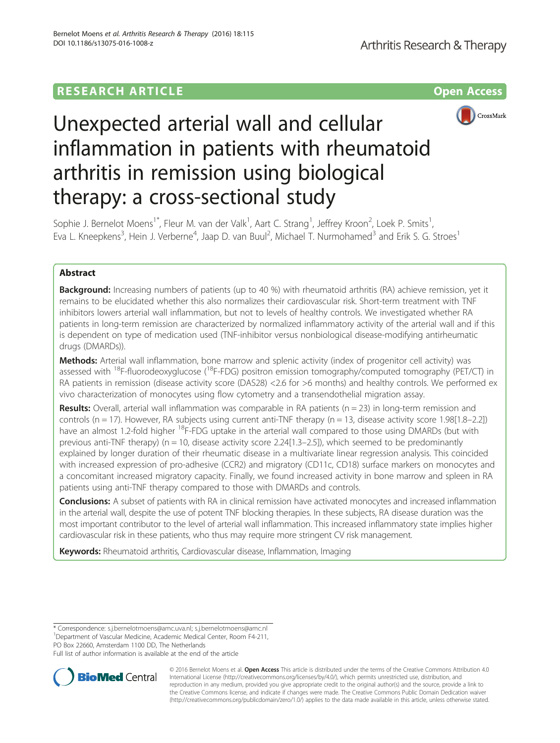RESEARCH ARTICLE

Open Access

# Unexpected arterial wall and cellular inflammation in patients with rheumatoid arthritis in remission using biological therapy: a cross-sectional study

Sophie J. Bernelot Moens[1*], Fleur M. van der Valk[1], Aart C. Strang[1], Jeffrey Kroon[2], Loek P. Smits[1], Eva L. Kneepkens[3], Hein J. Verberne[4], Jaap D. van Buul[2], Michael T. Nurmohamed[3] and Erik S. G. Stroes[1]

## Abstract

**Background:** Increasing numbers of patients (up to 40 %) with rheumatoid arthritis (RA) achieve remission, yet it remains to be elucidated whether this also normalizes their cardiovascular risk. Short-term treatment with TNF inhibitors lowers arterial wall inflammation, but not to levels of healthy controls. We investigated whether RA patients in long-term remission are characterized by normalized inflammatory activity of the arterial wall and if this is dependent on type of medication used (TNF-inhibitor versus nonbiological disease-modifying antirheumatic drugs (DMARDs)).

**Methods:** Arterial wall inflammation, bone marrow and splenic activity (index of progenitor cell activity) was assessed with $^{18}$F-fluorodeoxyglucose ($^{18}$F-FDG) positron emission tomography/computed tomography (PET/CT) in RA patients in remission (disease activity score (DAS28) <2.6 for >6 months) and healthy controls. We performed ex vivo characterization of monocytes using flow cytometry and a transendothelial migration assay.

**Results:** Overall, arterial wall inflammation was comparable in RA patients (n = 23) in long-term remission and controls (n = 17). However, RA subjects using current anti-TNF therapy (n = 13, disease activity score 1.98[1.8–2.2]) have an almost 1.2-fold higher $^{18}$F-FDG uptake in the arterial wall compared to those using DMARDs (but with previous anti-TNF therapy) (n = 10, disease activity score 2.24[1.3–2.5]), which seemed to be predominantly explained by longer duration of their rheumatic disease in a multivariate linear regression analysis. This coincided with increased expression of pro-adhesive (CCR2) and migratory (CD11c, CD18) surface markers on monocytes and a concomitant increased migratory capacity. Finally, we found increased activity in bone marrow and spleen in RA patients using anti-TNF therapy compared to those with DMARDs and controls.

**Conclusions:** A subset of patients with RA in clinical remission have activated monocytes and increased inflammation in the arterial wall, despite the use of potent TNF blocking therapies. In these subjects, RA disease duration was the most important contributor to the level of arterial wall inflammation. This increased inflammatory state implies higher cardiovascular risk in these patients, who thus may require more stringent CV risk management.

**Keywords:** Rheumatoid arthritis, Cardiovascular disease, Inflammation, Imaging

\* Correspondence: s.j.bernelotmoens@amc.uva.nl; s.j.bernelotmoens@amc.nl
[1]Department of Vascular Medicine, Academic Medical Center, Room F4-211, PO Box 22660, Amsterdam 1100 DD, The Netherlands
Full list of author information is available at the end of the article

© 2016 Bernelot Moens et al. **Open Access** This article is distributed under the terms of the Creative Commons Attribution 4.0 International License (http://creativecommons.org/licenses/by/4.0/), which permits unrestricted use, distribution, and reproduction in any medium, provided you give appropriate credit to the original author(s) and the source, provide a link to the Creative Commons license, and indicate if changes were made. The Creative Commons Public Domain Dedication waiver (http://creativecommons.org/publicdomain/zero/1.0/) applies to the data made available in this article, unless otherwise stated.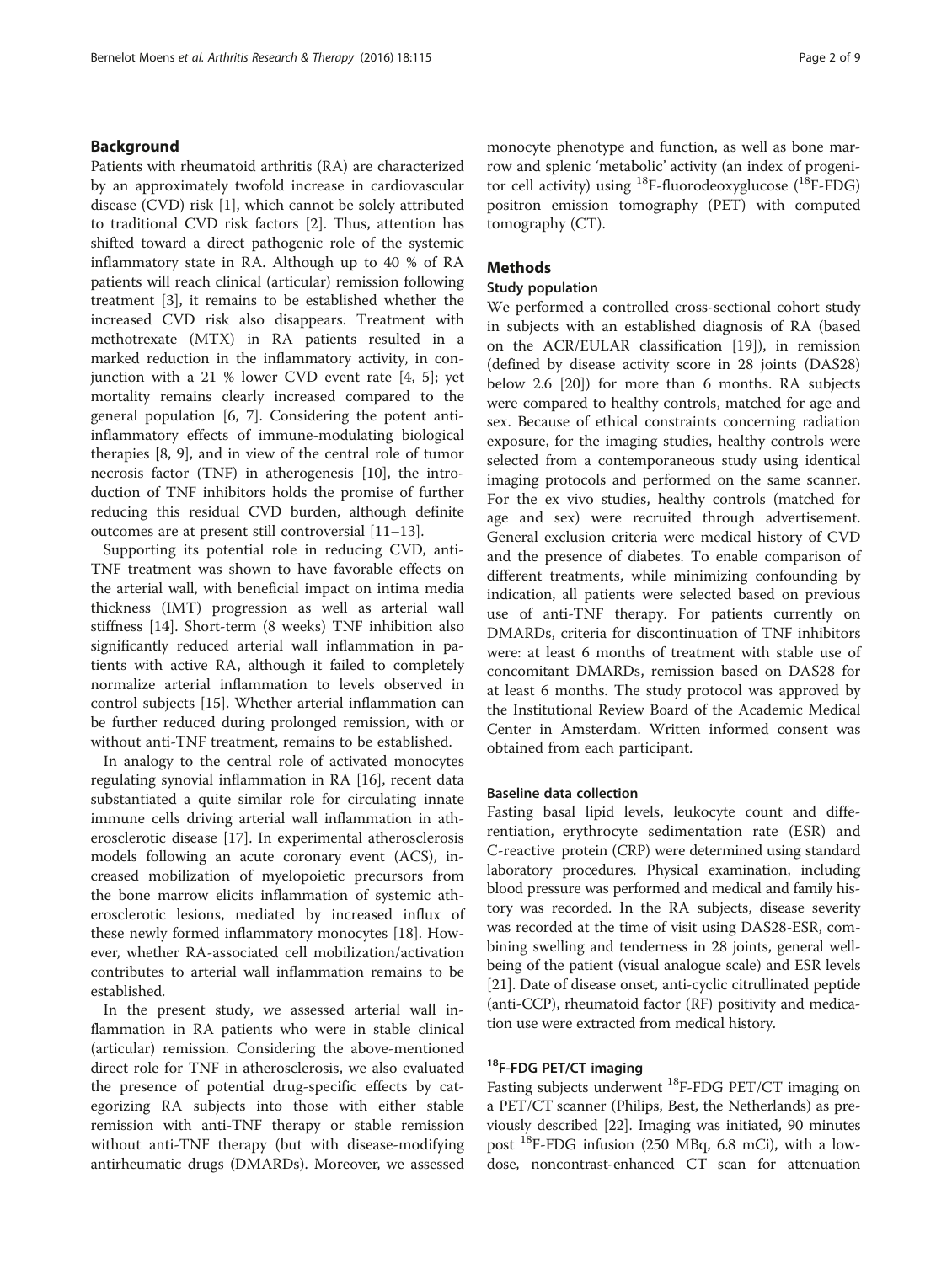## Background

Patients with rheumatoid arthritis (RA) are characterized by an approximately twofold increase in cardiovascular disease (CVD) risk [1], which cannot be solely attributed to traditional CVD risk factors [2]. Thus, attention has shifted toward a direct pathogenic role of the systemic inflammatory state in RA. Although up to 40 % of RA patients will reach clinical (articular) remission following treatment [3], it remains to be established whether the increased CVD risk also disappears. Treatment with methotrexate (MTX) in RA patients resulted in a marked reduction in the inflammatory activity, in conjunction with a 21 % lower CVD event rate [4, 5]; yet mortality remains clearly increased compared to the general population [6, 7]. Considering the potent anti-inflammatory effects of immune-modulating biological therapies [8, 9], and in view of the central role of tumor necrosis factor (TNF) in atherogenesis [10], the introduction of TNF inhibitors holds the promise of further reducing this residual CVD burden, although definite outcomes are at present still controversial [11–13].

Supporting its potential role in reducing CVD, anti-TNF treatment was shown to have favorable effects on the arterial wall, with beneficial impact on intima media thickness (IMT) progression as well as arterial wall stiffness [14]. Short-term (8 weeks) TNF inhibition also significantly reduced arterial wall inflammation in patients with active RA, although it failed to completely normalize arterial inflammation to levels observed in control subjects [15]. Whether arterial inflammation can be further reduced during prolonged remission, with or without anti-TNF treatment, remains to be established.

In analogy to the central role of activated monocytes regulating synovial inflammation in RA [16], recent data substantiated a quite similar role for circulating innate immune cells driving arterial wall inflammation in atherosclerotic disease [17]. In experimental atherosclerosis models following an acute coronary event (ACS), increased mobilization of myelopoietic precursors from the bone marrow elicits inflammation of systemic atherosclerotic lesions, mediated by increased influx of these newly formed inflammatory monocytes [18]. However, whether RA-associated cell mobilization/activation contributes to arterial wall inflammation remains to be established.

In the present study, we assessed arterial wall inflammation in RA patients who were in stable clinical (articular) remission. Considering the above-mentioned direct role for TNF in atherosclerosis, we also evaluated the presence of potential drug-specific effects by categorizing RA subjects into those with either stable remission with anti-TNF therapy or stable remission without anti-TNF therapy (but with disease-modifying antirheumatic drugs (DMARDs). Moreover, we assessed monocyte phenotype and function, as well as bone marrow and splenic 'metabolic' activity (an index of progenitor cell activity) using $^{18}$F-fluorodeoxyglucose ($^{18}$F-FDG) positron emission tomography (PET) with computed tomography (CT).

## Methods

### Study population

We performed a controlled cross-sectional cohort study in subjects with an established diagnosis of RA (based on the ACR/EULAR classification [19]), in remission (defined by disease activity score in 28 joints (DAS28) below 2.6 [20]) for more than 6 months. RA subjects were compared to healthy controls, matched for age and sex. Because of ethical constraints concerning radiation exposure, for the imaging studies, healthy controls were selected from a contemporaneous study using identical imaging protocols and performed on the same scanner. For the ex vivo studies, healthy controls (matched for age and sex) were recruited through advertisement. General exclusion criteria were medical history of CVD and the presence of diabetes. To enable comparison of different treatments, while minimizing confounding by indication, all patients were selected based on previous use of anti-TNF therapy. For patients currently on DMARDs, criteria for discontinuation of TNF inhibitors were: at least 6 months of treatment with stable use of concomitant DMARDs, remission based on DAS28 for at least 6 months. The study protocol was approved by the Institutional Review Board of the Academic Medical Center in Amsterdam. Written informed consent was obtained from each participant.

### Baseline data collection

Fasting basal lipid levels, leukocyte count and differentiation, erythrocyte sedimentation rate (ESR) and C-reactive protein (CRP) were determined using standard laboratory procedures. Physical examination, including blood pressure was performed and medical and family history was recorded. In the RA subjects, disease severity was recorded at the time of visit using DAS28-ESR, combining swelling and tenderness in 28 joints, general well-being of the patient (visual analogue scale) and ESR levels [21]. Date of disease onset, anti-cyclic citrullinated peptide (anti-CCP), rheumatoid factor (RF) positivity and medication use were extracted from medical history.

### $^{18}$F-FDG PET/CT imaging

Fasting subjects underwent $^{18}$F-FDG PET/CT imaging on a PET/CT scanner (Philips, Best, the Netherlands) as previously described [22]. Imaging was initiated, 90 minutes post $^{18}$F-FDG infusion (250 MBq, 6.8 mCi), with a low-dose, noncontrast-enhanced CT scan for attenuation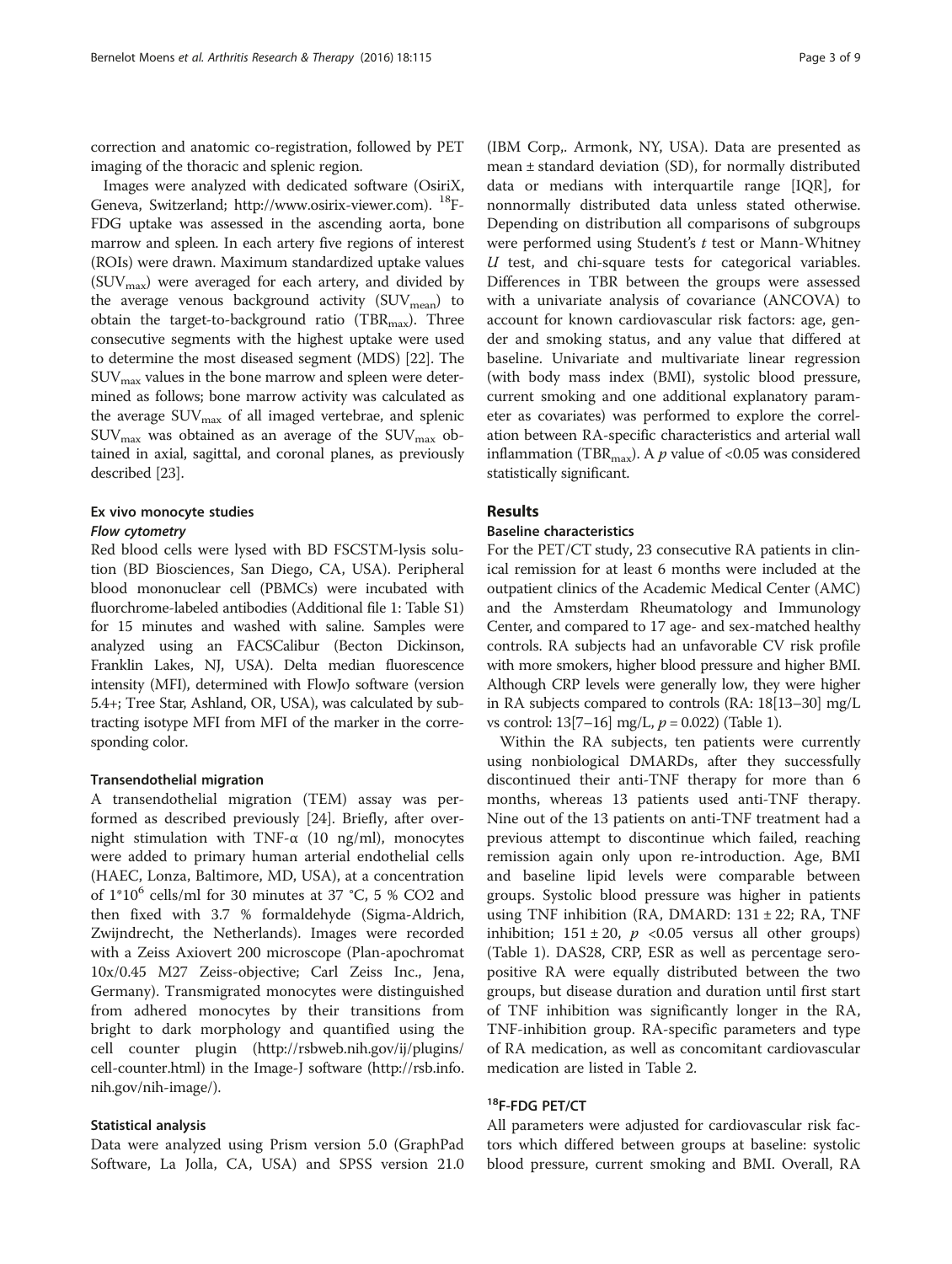correction and anatomic co-registration, followed by PET imaging of the thoracic and splenic region.

Images were analyzed with dedicated software (OsiriX, Geneva, Switzerland; http://www.osirix-viewer.com). $^{18}$F-FDG uptake was assessed in the ascending aorta, bone marrow and spleen. In each artery five regions of interest (ROIs) were drawn. Maximum standardized uptake values ($SUV_{max}$) were averaged for each artery, and divided by the average venous background activity ($SUV_{mean}$) to obtain the target-to-background ratio ($TBR_{max}$). Three consecutive segments with the highest uptake were used to determine the most diseased segment (MDS) [22]. The $SUV_{max}$ values in the bone marrow and spleen were determined as follows; bone marrow activity was calculated as the average $SUV_{max}$ of all imaged vertebrae, and splenic $SUV_{max}$ was obtained as an average of the $SUV_{max}$ obtained in axial, sagittal, and coronal planes, as previously described [23].

### Ex vivo monocyte studies

#### *Flow cytometry*

Red blood cells were lysed with BD FSCSTM-lysis solution (BD Biosciences, San Diego, CA, USA). Peripheral blood mononuclear cell (PBMCs) were incubated with fluorchrome-labeled antibodies (Additional file 1: Table S1) for 15 minutes and washed with saline. Samples were analyzed using an FACSCalibur (Becton Dickinson, Franklin Lakes, NJ, USA). Delta median fluorescence intensity (MFI), determined with FlowJo software (version 5.4+; Tree Star, Ashland, OR, USA), was calculated by subtracting isotype MFI from MFI of the marker in the corresponding color.

#### Transendothelial migration

A transendothelial migration (TEM) assay was performed as described previously [24]. Briefly, after overnight stimulation with TNF-α (10 ng/ml), monocytes were added to primary human arterial endothelial cells (HAEC, Lonza, Baltimore, MD, USA), at a concentration of $1*10^6$ cells/ml for 30 minutes at 37 °C, 5 % CO2 and then fixed with 3.7 % formaldehyde (Sigma-Aldrich, Zwijndrecht, the Netherlands). Images were recorded with a Zeiss Axiovert 200 microscope (Plan-apochromat 10x/0.45 M27 Zeiss-objective; Carl Zeiss Inc., Jena, Germany). Transmigrated monocytes were distinguished from adhered monocytes by their transitions from bright to dark morphology and quantified using the cell counter plugin (http://rsbweb.nih.gov/ij/plugins/cell-counter.html) in the Image-J software (http://rsb.info.nih.gov/nih-image/).

#### Statistical analysis

Data were analyzed using Prism version 5.0 (GraphPad Software, La Jolla, CA, USA) and SPSS version 21.0 (IBM Corp,. Armonk, NY, USA). Data are presented as mean ± standard deviation (SD), for normally distributed data or medians with interquartile range [IQR], for nonnormally distributed data unless stated otherwise. Depending on distribution all comparisons of subgroups were performed using Student's *t* test or Mann-Whitney *U* test, and chi-square tests for categorical variables. Differences in TBR between the groups were assessed with a univariate analysis of covariance (ANCOVA) to account for known cardiovascular risk factors: age, gender and smoking status, and any value that differed at baseline. Univariate and multivariate linear regression (with body mass index (BMI), systolic blood pressure, current smoking and one additional explanatory parameter as covariates) was performed to explore the correlation between RA-specific characteristics and arterial wall inflammation ($TBR_{max}$). A $p$ value of <0.05 was considered statistically significant.

## Results

### Baseline characteristics

For the PET/CT study, 23 consecutive RA patients in clinical remission for at least 6 months were included at the outpatient clinics of the Academic Medical Center (AMC) and the Amsterdam Rheumatology and Immunology Center, and compared to 17 age- and sex-matched healthy controls. RA subjects had an unfavorable CV risk profile with more smokers, higher blood pressure and higher BMI. Although CRP levels were generally low, they were higher in RA subjects compared to controls (RA: 18[13–30] mg/L vs control: 13[7–16] mg/L, $p = 0.022$) (Table 1).

Within the RA subjects, ten patients were currently using nonbiological DMARDs, after they successfully discontinued their anti-TNF therapy for more than 6 months, whereas 13 patients used anti-TNF therapy. Nine out of the 13 patients on anti-TNF treatment had a previous attempt to discontinue which failed, reaching remission again only upon re-introduction. Age, BMI and baseline lipid levels were comparable between groups. Systolic blood pressure was higher in patients using TNF inhibition (RA, DMARD: 131 ± 22; RA, TNF inhibition; 151 ± 20, $p$ <0.05 versus all other groups) (Table 1). DAS28, CRP, ESR as well as percentage seropositive RA were equally distributed between the two groups, but disease duration and duration until first start of TNF inhibition was significantly longer in the RA, TNF-inhibition group. RA-specific parameters and type of RA medication, as well as concomitant cardiovascular medication are listed in Table 2.

### $^{18}$F-FDG PET/CT

All parameters were adjusted for cardiovascular risk factors which differed between groups at baseline: systolic blood pressure, current smoking and BMI. Overall, RA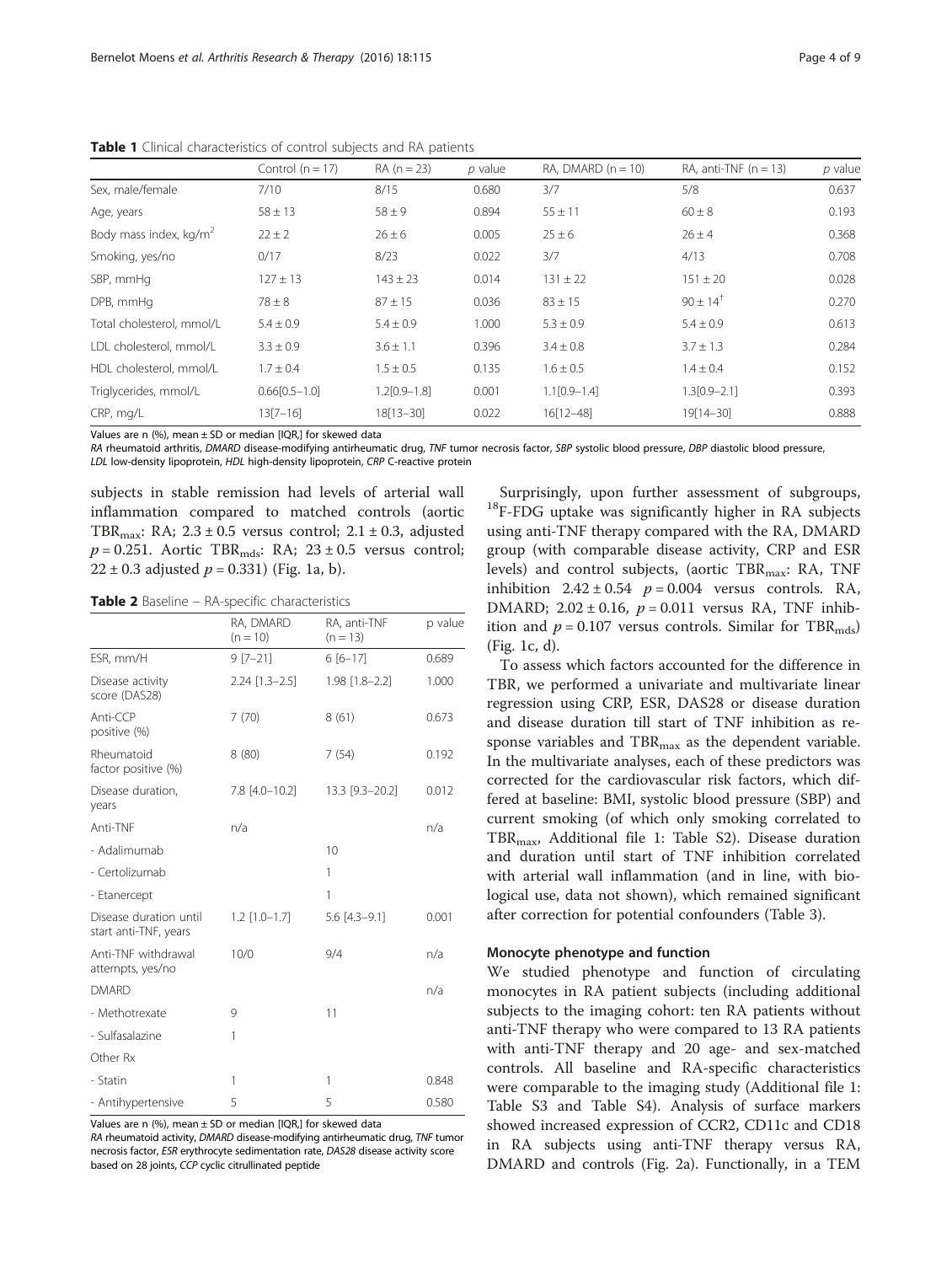**Table 1** Clinical characteristics of control subjects and RA patients

| | Control (n = 17) | RA (n = 23) | p value | RA, DMARD (n = 10) | RA, anti-TNF (n = 13) | p value |
|---|---|---|---|---|---|---|
| Sex, male/female | 7/10 | 8/15 | 0.680 | 3/7 | 5/8 | 0.637 |
| Age, years | 58 ± 13 | 58 ± 9 | 0.894 | 55 ± 11 | 60 ± 8 | 0.193 |
| Body mass index, kg/m$^2$ | 22 ± 2 | 26 ± 6 | 0.005 | 25 ± 6 | 26 ± 4 | 0.368 |
| Smoking, yes/no | 0/17 | 8/23 | 0.022 | 3/7 | 4/13 | 0.708 |
| SBP, mmHg | 127 ± 13 | 143 ± 23 | 0.014 | 131 ± 22 | 151 ± 20 | 0.028 |
| DPB, mmHg | 78 ± 8 | 87 ± 15 | 0.036 | 83 ± 15 | 90 ± 14[†] | 0.270 |
| Total cholesterol, mmol/L | 5.4 ± 0.9 | 5.4 ± 0.9 | 1.000 | 5.3 ± 0.9 | 5.4 ± 0.9 | 0.613 |
| LDL cholesterol, mmol/L | 3.3 ± 0.9 | 3.6 ± 1.1 | 0.396 | 3.4 ± 0.8 | 3.7 ± 1.3 | 0.284 |
| HDL cholesterol, mmol/L | 1.7 ± 0.4 | 1.5 ± 0.5 | 0.135 | 1.6 ± 0.5 | 1.4 ± 0.4 | 0.152 |
| Triglycerides, mmol/L | 0.66[0.5–1.0] | 1.2[0.9–1.8] | 0.001 | 1.1[0.9–1.4] | 1.3[0.9–2.1] | 0.393 |
| CRP, mg/L | 13[7–16] | 18[13–30] | 0.022 | 16[12–48] | 19[14–30] | 0.888 |

Values are n (%), mean ± SD or median [IQR,] for skewed data
*RA* rheumatoid arthritis, *DMARD* disease-modifying antirheumatic drug, *TNF* tumor necrosis factor, *SBP* systolic blood pressure, *DBP* diastolic blood pressure, *LDL* low-density lipoprotein, *HDL* high-density lipoprotein, *CRP* C-reactive protein

subjects in stable remission had levels of arterial wall inflammation compared to matched controls (aortic $TBR_{max}$: RA; 2.3 ± 0.5 versus control; 2.1 ± 0.3, adjusted $p = 0.251$. Aortic $TBR_{mds}$: RA; 23 ± 0.5 versus control; 22 ± 0.3 adjusted $p = 0.331$) (Fig. 1a, b).

**Table 2** Baseline – RA-specific characteristics

| | RA, DMARD (n = 10) | RA, anti-TNF (n = 13) | p value |
|---|---|---|---|
| ESR, mm/H | 9 [7–21] | 6 [6–17] | 0.689 |
| Disease activity score (DAS28) | 2.24 [1.3–2.5] | 1.98 [1.8–2.2] | 1.000 |
| Anti-CCP positive (%) | 7 (70) | 8 (61) | 0.673 |
| Rheumatoid factor positive (%) | 8 (80) | 7 (54) | 0.192 |
| Disease duration, years | 7.8 [4.0–10.2] | 13.3 [9.3–20.2] | 0.012 |
| Anti-TNF | n/a | | n/a |
| - Adalimumab | | 10 | |
| - Certolizumab | | 1 | |
| - Etanercept | | 1 | |
| Disease duration until start anti-TNF, years | 1.2 [1.0–1.7] | 5.6 [4.3–9.1] | 0.001 |
| Anti-TNF withdrawal attempts, yes/no | 10/0 | 9/4 | n/a |
| DMARD | | | n/a |
| - Methotrexate | 9 | 11 | |
| - Sulfasalazine | 1 | | |
| Other Rx | | | |
| - Statin | 1 | 1 | 0.848 |
| - Antihypertensive | 5 | 5 | 0.580 |

Values are n (%), mean ± SD or median [IQR,] for skewed data
*RA* rheumatoid activity, *DMARD* disease-modifying antirheumatic drug, *TNF* tumor necrosis factor, *ESR* erythrocyte sedimentation rate, *DAS28* disease activity score based on 28 joints, *CCP* cyclic citrullinated peptide

Surprisingly, upon further assessment of subgroups, $^{18}$F-FDG uptake was significantly higher in RA subjects using anti-TNF therapy compared with the RA, DMARD group (with comparable disease activity, CRP and ESR levels) and control subjects, (aortic $TBR_{max}$: RA, TNF inhibition 2.42 ± 0.54 $p = 0.004$ versus controls. RA, DMARD; 2.02 ± 0.16, $p = 0.011$ versus RA, TNF inhibition and $p = 0.107$ versus controls. Similar for $TBR_{mds}$) (Fig. 1c, d).

To assess which factors accounted for the difference in TBR, we performed a univariate and multivariate linear regression using CRP, ESR, DAS28 or disease duration and disease duration till start of TNF inhibition as response variables and $TBR_{max}$ as the dependent variable. In the multivariate analyses, each of these predictors was corrected for the cardiovascular risk factors, which differed at baseline: BMI, systolic blood pressure (SBP) and current smoking (of which only smoking correlated to $TBR_{max}$, Additional file 1: Table S2). Disease duration and duration until start of TNF inhibition correlated with arterial wall inflammation (and in line, with biological use, data not shown), which remained significant after correction for potential confounders (Table 3).

### Monocyte phenotype and function

We studied phenotype and function of circulating monocytes in RA patient subjects (including additional subjects to the imaging cohort: ten RA patients without anti-TNF therapy who were compared to 13 RA patients with anti-TNF therapy and 20 age- and sex-matched controls. All baseline and RA-specific characteristics were comparable to the imaging study (Additional file 1: Table S3 and Table S4). Analysis of surface markers showed increased expression of CCR2, CD11c and CD18 in RA subjects using anti-TNF therapy versus RA, DMARD and controls (Fig. 2a). Functionally, in a TEM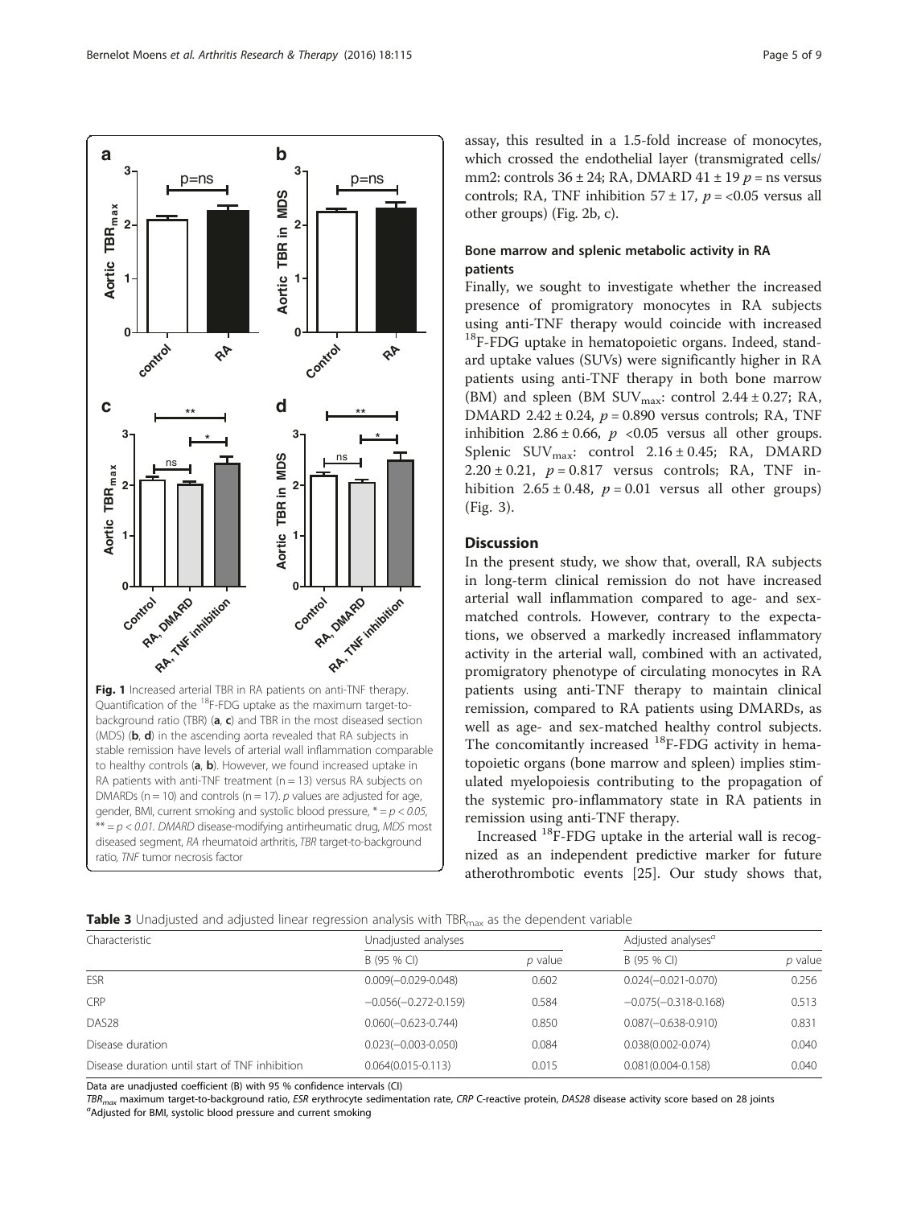Fig. 1 Increased arterial TBR in RA patients on anti-TNF therapy. Quantification of the $^{18}$F-FDG uptake as the maximum target-to-background ratio (TBR) (**a**, **c**) and TBR in the most diseased section (MDS) (**b**, **d**) in the ascending aorta revealed that RA subjects in stable remission have levels of arterial wall inflammation comparable to healthy controls (**a**, **b**). However, we found increased uptake in RA patients with anti-TNF treatment ($n = 13$) versus RA subjects on DMARDs ($n = 10$) and controls ($n = 17$). *p* values are adjusted for age, gender, BMI, current smoking and systolic blood pressure, * = $p < 0.05$, ** = $p < 0.01$. *DMARD* disease-modifying antirheumatic drug, *MDS* most diseased segment, *RA* rheumatoid arthritis, *TBR* target-to-background ratio, *TNF* tumor necrosis factor

assay, this resulted in a 1.5-fold increase of monocytes, which crossed the endothelial layer (transmigrated cells/mm2: controls 36 ± 24; RA, DMARD 41 ± 19 $p$ = ns versus controls; RA, TNF inhibition 57 ± 17, $p$ = <0.05 versus all other groups) (Fig. 2b, c).

### Bone marrow and splenic metabolic activity in RA patients

Finally, we sought to investigate whether the increased presence of promigratory monocytes in RA subjects using anti-TNF therapy would coincide with increased $^{18}$F-FDG uptake in hematopoietic organs. Indeed, standard uptake values (SUVs) were significantly higher in RA patients using anti-TNF therapy in both bone marrow (BM) and spleen (BM $SUV_{max}$: control 2.44 ± 0.27; RA, DMARD 2.42 ± 0.24, $p = 0.890$ versus controls; RA, TNF inhibition 2.86 ± 0.66, $p$ <0.05 versus all other groups. Splenic $SUV_{max}$: control 2.16 ± 0.45; RA, DMARD 2.20 ± 0.21, $p = 0.817$ versus controls; RA, TNF inhibition 2.65 ± 0.48, $p = 0.01$ versus all other groups) (Fig. 3).

## Discussion

In the present study, we show that, overall, RA subjects in long-term clinical remission do not have increased arterial wall inflammation compared to age- and sex-matched controls. However, contrary to the expectations, we observed a markedly increased inflammatory activity in the arterial wall, combined with an activated, promigratory phenotype of circulating monocytes in RA patients using anti-TNF therapy to maintain clinical remission, compared to RA patients using DMARDs, as well as age- and sex-matched healthy control subjects. The concomitantly increased $^{18}$F-FDG activity in hematopoietic organs (bone marrow and spleen) implies stimulated myelopoiesis contributing to the propagation of the systemic pro-inflammatory state in RA patients in remission using anti-TNF therapy.

Increased $^{18}$F-FDG uptake in the arterial wall is recognized as an independent predictive marker for future atherothrombotic events [25]. Our study shows that,

**Table 3** Unadjusted and adjusted linear regression analysis with $TBR_{max}$ as the dependent variable

| Characteristic | Unadjusted analyses | | Adjusted analyses[a] | |
|---|---|---|---|---|
| | B (95 % CI) | *p* value | B (95 % CI) | *p* value |
| ESR | 0.009(−0.029-0.048) | 0.602 | 0.024(−0.021-0.070) | 0.256 |
| CRP | −0.056(−0.272-0.159) | 0.584 | −0.075(−0.318-0.168) | 0.513 |
| DAS28 | 0.060(−0.623-0.744) | 0.850 | 0.087(−0.638-0.910) | 0.831 |
| Disease duration | 0.023(−0.003-0.050) | 0.084 | 0.038(0.002-0.074) | 0.040 |
| Disease duration until start of TNF inhibition | 0.064(0.015-0.113) | 0.015 | 0.081(0.004-0.158) | 0.040 |

Data are unadjusted coefficient (B) with 95 % confidence intervals (CI)

*$TBR_{max}$* maximum target-to-background ratio, *ESR* erythrocyte sedimentation rate, *CRP* C-reactive protein, *DAS28* disease activity score based on 28 joints

[a]Adjusted for BMI, systolic blood pressure and current smoking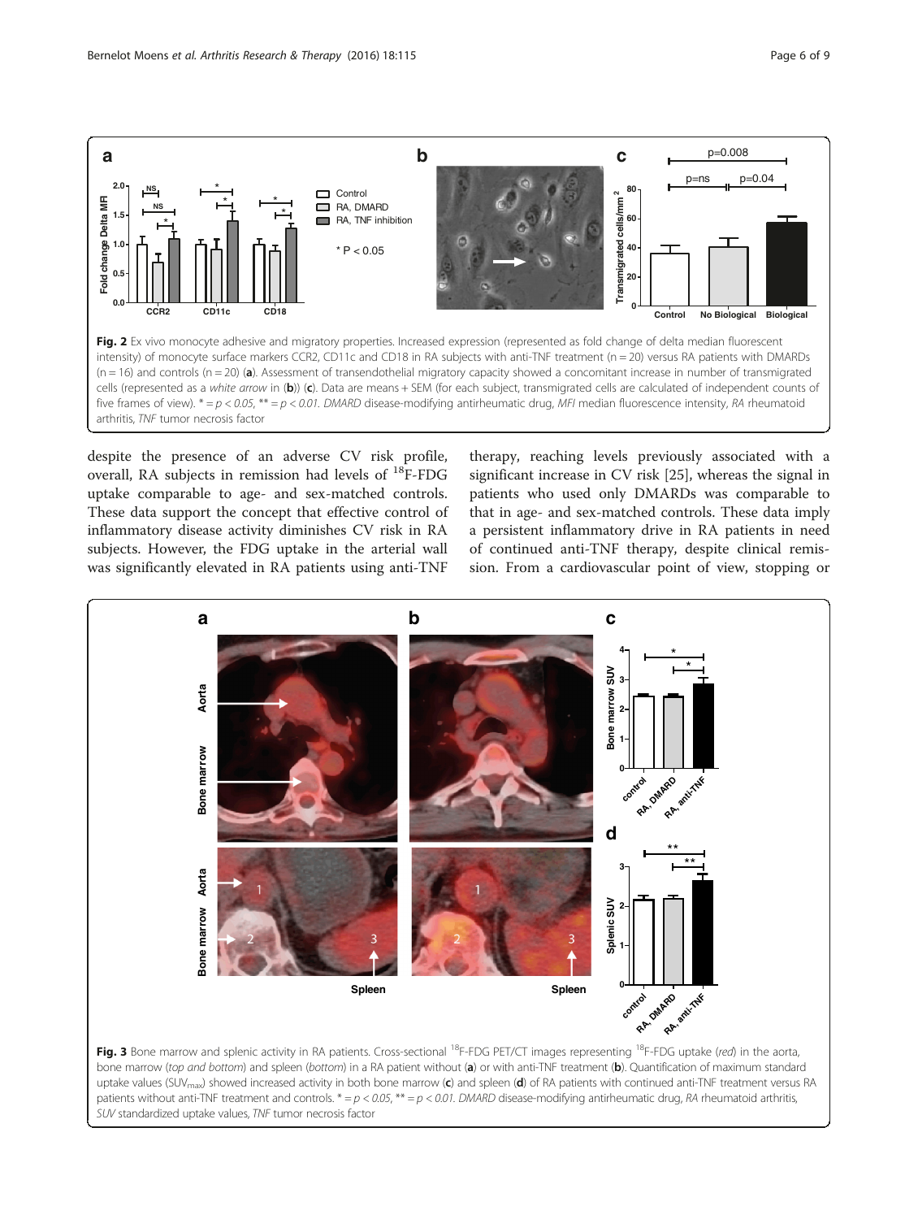**Fig. 2** Ex vivo monocyte adhesive and migratory properties. Increased expression (represented as fold change of delta median fluorescent intensity) of monocyte surface markers CCR2, CD11c and CD18 in RA subjects with anti-TNF treatment (n = 20) versus RA patients with DMARDs (n = 16) and controls (n = 20) (**a**). Assessment of transendothelial migratory capacity showed a concomitant increase in number of transmigrated cells (represented as a *white arrow* in (**b**)) (**c**). Data are means + SEM (for each subject, transmigrated cells are calculated of independent counts of five frames of view). * = $p < 0.05$, ** = $p < 0.01$. *DMARD* disease-modifying antirheumatic drug, *MFI* median fluorescence intensity, *RA* rheumatoid arthritis, *TNF* tumor necrosis factor

despite the presence of an adverse CV risk profile, overall, RA subjects in remission had levels of $^{18}$F-FDG uptake comparable to age- and sex-matched controls. These data support the concept that effective control of inflammatory disease activity diminishes CV risk in RA subjects. However, the FDG uptake in the arterial wall was significantly elevated in RA patients using anti-TNF therapy, reaching levels previously associated with a significant increase in CV risk [25], whereas the signal in patients who used only DMARDs was comparable to that in age- and sex-matched controls. These data imply a persistent inflammatory drive in RA patients in need of continued anti-TNF therapy, despite clinical remission. From a cardiovascular point of view, stopping or

**Fig. 3** Bone marrow and splenic activity in RA patients. Cross-sectional $^{18}$F-FDG PET/CT images representing $^{18}$F-FDG uptake (*red*) in the aorta, bone marrow (*top and bottom*) and spleen (*bottom*) in a RA patient without (**a**) or with anti-TNF treatment (**b**). Quantification of maximum standard uptake values ($SUV_{max}$) showed increased activity in both bone marrow (**c**) and spleen (**d**) of RA patients with continued anti-TNF treatment versus RA patients without anti-TNF treatment and controls. * = $p < 0.05$, ** = $p < 0.01$. *DMARD* disease-modifying antirheumatic drug, *RA* rheumatoid arthritis, *SUV* standardized uptake values, *TNF* tumor necrosis factor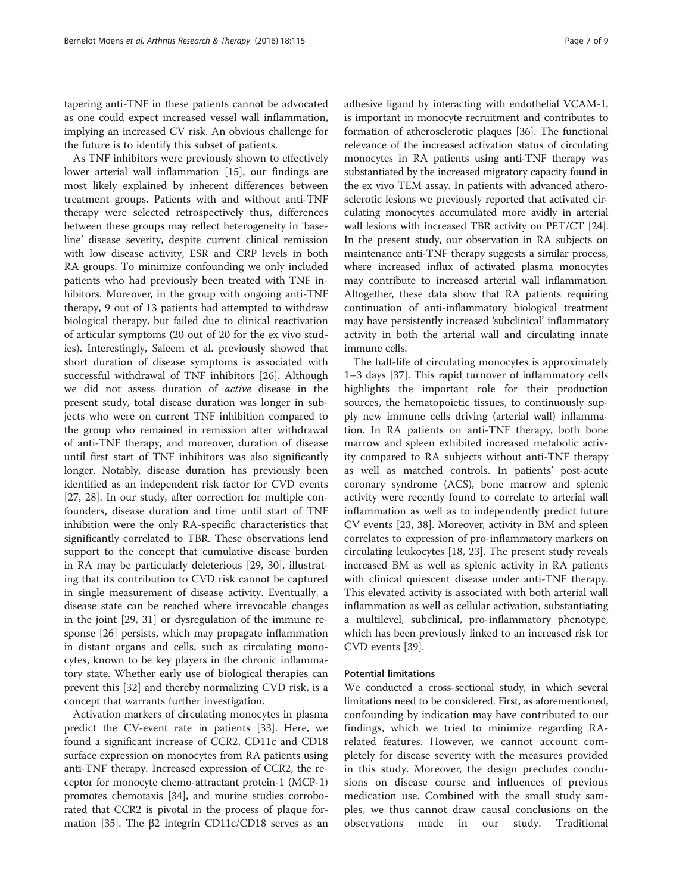tapering anti-TNF in these patients cannot be advocated as one could expect increased vessel wall inflammation, implying an increased CV risk. An obvious challenge for the future is to identify this subset of patients.

As TNF inhibitors were previously shown to effectively lower arterial wall inflammation [15], our findings are most likely explained by inherent differences between treatment groups. Patients with and without anti-TNF therapy were selected retrospectively thus, differences between these groups may reflect heterogeneity in 'baseline' disease severity, despite current clinical remission with low disease activity, ESR and CRP levels in both RA groups. To minimize confounding we only included patients who had previously been treated with TNF inhibitors. Moreover, in the group with ongoing anti-TNF therapy, 9 out of 13 patients had attempted to withdraw biological therapy, but failed due to clinical reactivation of articular symptoms (20 out of 20 for the ex vivo studies). Interestingly, Saleem et al. previously showed that short duration of disease symptoms is associated with successful withdrawal of TNF inhibitors [26]. Although we did not assess duration of *active* disease in the present study, total disease duration was longer in subjects who were on current TNF inhibition compared to the group who remained in remission after withdrawal of anti-TNF therapy, and moreover, duration of disease until first start of TNF inhibitors was also significantly longer. Notably, disease duration has previously been identified as an independent risk factor for CVD events [27, 28]. In our study, after correction for multiple confounders, disease duration and time until start of TNF inhibition were the only RA-specific characteristics that significantly correlated to TBR. These observations lend support to the concept that cumulative disease burden in RA may be particularly deleterious [29, 30], illustrating that its contribution to CVD risk cannot be captured in single measurement of disease activity. Eventually, a disease state can be reached where irrevocable changes in the joint [29, 31] or dysregulation of the immune response [26] persists, which may propagate inflammation in distant organs and cells, such as circulating monocytes, known to be key players in the chronic inflammatory state. Whether early use of biological therapies can prevent this [32] and thereby normalizing CVD risk, is a concept that warrants further investigation.

Activation markers of circulating monocytes in plasma predict the CV-event rate in patients [33]. Here, we found a significant increase of CCR2, CD11c and CD18 surface expression on monocytes from RA patients using anti-TNF therapy. Increased expression of CCR2, the receptor for monocyte chemo-attractant protein-1 (MCP-1) promotes chemotaxis [34], and murine studies corroborated that CCR2 is pivotal in the process of plaque formation [35]. The β2 integrin CD11c/CD18 serves as an adhesive ligand by interacting with endothelial VCAM-1, is important in monocyte recruitment and contributes to formation of atherosclerotic plaques [36]. The functional relevance of the increased activation status of circulating monocytes in RA patients using anti-TNF therapy was substantiated by the increased migratory capacity found in the ex vivo TEM assay. In patients with advanced atherosclerotic lesions we previously reported that activated circulating monocytes accumulated more avidly in arterial wall lesions with increased TBR activity on PET/CT [24]. In the present study, our observation in RA subjects on maintenance anti-TNF therapy suggests a similar process, where increased influx of activated plasma monocytes may contribute to increased arterial wall inflammation. Altogether, these data show that RA patients requiring continuation of anti-inflammatory biological treatment may have persistently increased 'subclinical' inflammatory activity in both the arterial wall and circulating innate immune cells.

The half-life of circulating monocytes is approximately 1–3 days [37]. This rapid turnover of inflammatory cells highlights the important role for their production sources, the hematopoietic tissues, to continuously supply new immune cells driving (arterial wall) inflammation. In RA patients on anti-TNF therapy, both bone marrow and spleen exhibited increased metabolic activity compared to RA subjects without anti-TNF therapy as well as matched controls. In patients' post-acute coronary syndrome (ACS), bone marrow and splenic activity were recently found to correlate to arterial wall inflammation as well as to independently predict future CV events [23, 38]. Moreover, activity in BM and spleen correlates to expression of pro-inflammatory markers on circulating leukocytes [18, 23]. The present study reveals increased BM as well as splenic activity in RA patients with clinical quiescent disease under anti-TNF therapy. This elevated activity is associated with both arterial wall inflammation as well as cellular activation, substantiating a multilevel, subclinical, pro-inflammatory phenotype, which has been previously linked to an increased risk for CVD events [39].

### Potential limitations

We conducted a cross-sectional study, in which several limitations need to be considered. First, as aforementioned, confounding by indication may have contributed to our findings, which we tried to minimize regarding RA-related features. However, we cannot account completely for disease severity with the measures provided in this study. Moreover, the design precludes conclusions on disease course and influences of previous medication use. Combined with the small study samples, we thus cannot draw causal conclusions on the observations made in our study. Traditional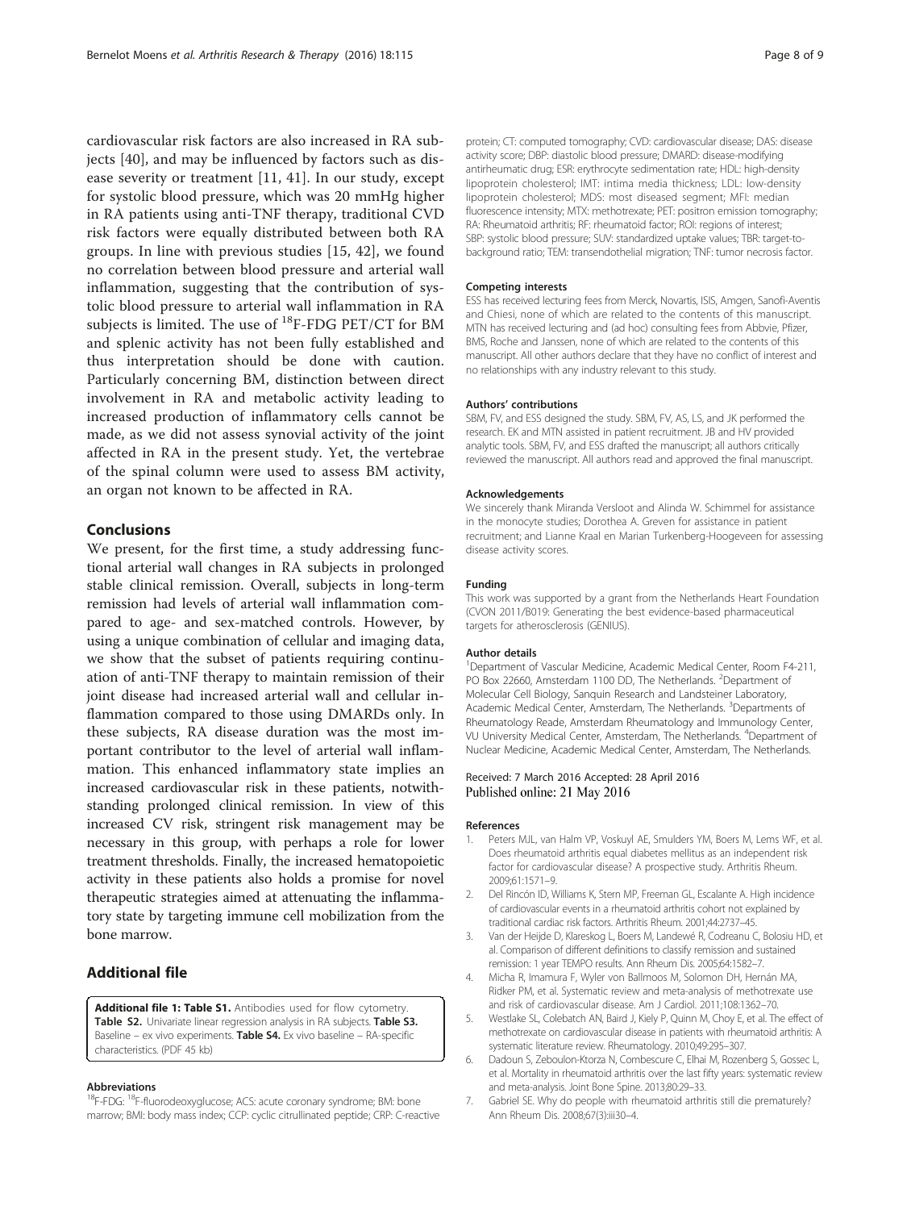cardiovascular risk factors are also increased in RA subjects [40], and may be influenced by factors such as disease severity or treatment [11, 41]. In our study, except for systolic blood pressure, which was 20 mmHg higher in RA patients using anti-TNF therapy, traditional CVD risk factors were equally distributed between both RA groups. In line with previous studies [15, 42], we found no correlation between blood pressure and arterial wall inflammation, suggesting that the contribution of systolic blood pressure to arterial wall inflammation in RA subjects is limited. The use of $^{18}$F-FDG PET/CT for BM and splenic activity has not been fully established and thus interpretation should be done with caution. Particularly concerning BM, distinction between direct involvement in RA and metabolic activity leading to increased production of inflammatory cells cannot be made, as we did not assess synovial activity of the joint affected in RA in the present study. Yet, the vertebrae of the spinal column were used to assess BM activity, an organ not known to be affected in RA.

## Conclusions

We present, for the first time, a study addressing functional arterial wall changes in RA subjects in prolonged stable clinical remission. Overall, subjects in long-term remission had levels of arterial wall inflammation compared to age- and sex-matched controls. However, by using a unique combination of cellular and imaging data, we show that the subset of patients requiring continuation of anti-TNF therapy to maintain remission of their joint disease had increased arterial wall and cellular inflammation compared to those using DMARDs only. In these subjects, RA disease duration was the most important contributor to the level of arterial wall inflammation. This enhanced inflammatory state implies an increased cardiovascular risk in these patients, notwithstanding prolonged clinical remission. In view of this increased CV risk, stringent risk management may be necessary in this group, with perhaps a role for lower treatment thresholds. Finally, the increased hematopoietic activity in these patients also holds a promise for novel therapeutic strategies aimed at attenuating the inflammatory state by targeting immune cell mobilization from the bone marrow.

## Additional file

**Additional file 1: Table S1.** Antibodies used for flow cytometry. **Table S2.** Univariate linear regression analysis in RA subjects. **Table S3.** Baseline – ex vivo experiments. **Table S4.** Ex vivo baseline – RA-specific characteristics. (PDF 45 kb)

#### Abbreviations

$^{18}$F-FDG: $^{18}$F-fluorodeoxyglucose; ACS: acute coronary syndrome; BM: bone marrow; BMI: body mass index; CCP: cyclic citrullinated peptide; CRP: C-reactive protein; CT: computed tomography; CVD: cardiovascular disease; DAS: disease activity score; DBP: diastolic blood pressure; DMARD: disease-modifying antirheumatic drug; ESR: erythrocyte sedimentation rate; HDL: high-density lipoprotein cholesterol; IMT: intima media thickness; LDL: low-density lipoprotein cholesterol; MDS: most diseased segment; MFI: median fluorescence intensity; MTX: methotrexate; PET: positron emission tomography; RA: Rheumatoid arthritis; RF: rheumatoid factor; ROI: regions of interest; SBP: systolic blood pressure; SUV: standardized uptake values; TBR: target-to-background ratio; TEM: transendothelial migration; TNF: tumor necrosis factor.

#### Competing interests

ESS has received lecturing fees from Merck, Novartis, ISIS, Amgen, Sanofi-Aventis and Chiesi, none of which are related to the contents of this manuscript. MTN has received lecturing and (ad hoc) consulting fees from Abbvie, Pfizer, BMS, Roche and Janssen, none of which are related to the contents of this manuscript. All other authors declare that they have no conflict of interest and no relationships with any industry relevant to this study.

#### Authors' contributions

SBM, FV, and ESS designed the study. SBM, FV, AS, LS, and JK performed the research. EK and MTN assisted in patient recruitment. JB and HV provided analytic tools. SBM, FV, and ESS drafted the manuscript; all authors critically reviewed the manuscript. All authors read and approved the final manuscript.

#### Acknowledgements

We sincerely thank Miranda Versloot and Alinda W. Schimmel for assistance in the monocyte studies; Dorothea A. Greven for assistance in patient recruitment; and Lianne Kraal en Marian Turkenberg-Hoogeveen for assessing disease activity scores.

#### Funding

This work was supported by a grant from the Netherlands Heart Foundation (CVON 2011/B019: Generating the best evidence-based pharmaceutical targets for atherosclerosis (GENIUS).

#### Author details

[1]Department of Vascular Medicine, Academic Medical Center, Room F4-211, PO Box 22660, Amsterdam 1100 DD, The Netherlands. [2]Department of Molecular Cell Biology, Sanquin Research and Landsteiner Laboratory, Academic Medical Center, Amsterdam, The Netherlands. [3]Departments of Rheumatology Reade, Amsterdam Rheumatology and Immunology Center, VU University Medical Center, Amsterdam, The Netherlands. [4]Department of Nuclear Medicine, Academic Medical Center, Amsterdam, The Netherlands.

Received: 7 March 2016 Accepted: 28 April 2016
Published online: 21 May 2016

#### References

1. Peters MJL, van Halm VP, Voskuyl AE, Smulders YM, Boers M, Lems WF, et al. Does rheumatoid arthritis equal diabetes mellitus as an independent risk factor for cardiovascular disease? A prospective study. Arthritis Rheum. 2009;61:1571–9.
2. Del Rincón ID, Williams K, Stern MP, Freeman GL, Escalante A. High incidence of cardiovascular events in a rheumatoid arthritis cohort not explained by traditional cardiac risk factors. Arthritis Rheum. 2001;44:2737–45.
3. Van der Heijde D, Klareskog L, Boers M, Landewé R, Codreanu C, Bolosiu HD, et al. Comparison of different definitions to classify remission and sustained remission: 1 year TEMPO results. Ann Rheum Dis. 2005;64:1582–7.
4. Micha R, Imamura F, Wyler von Ballmoos M, Solomon DH, Hernán MA, Ridker PM, et al. Systematic review and meta-analysis of methotrexate use and risk of cardiovascular disease. Am J Cardiol. 2011;108:1362–70.
5. Westlake SL, Colebatch AN, Baird J, Kiely P, Quinn M, Choy E, et al. The effect of methotrexate on cardiovascular disease in patients with rheumatoid arthritis: A systematic literature review. Rheumatology. 2010;49:295–307.
6. Dadoun S, Zeboulon-Ktorza N, Combescure C, Elhai M, Rozenberg S, Gossec L, et al. Mortality in rheumatoid arthritis over the last fifty years: systematic review and meta-analysis. Joint Bone Spine. 2013;80:29–33.
7. Gabriel SE. Why do people with rheumatoid arthritis still die prematurely? Ann Rheum Dis. 2008;67(3):iii30–4.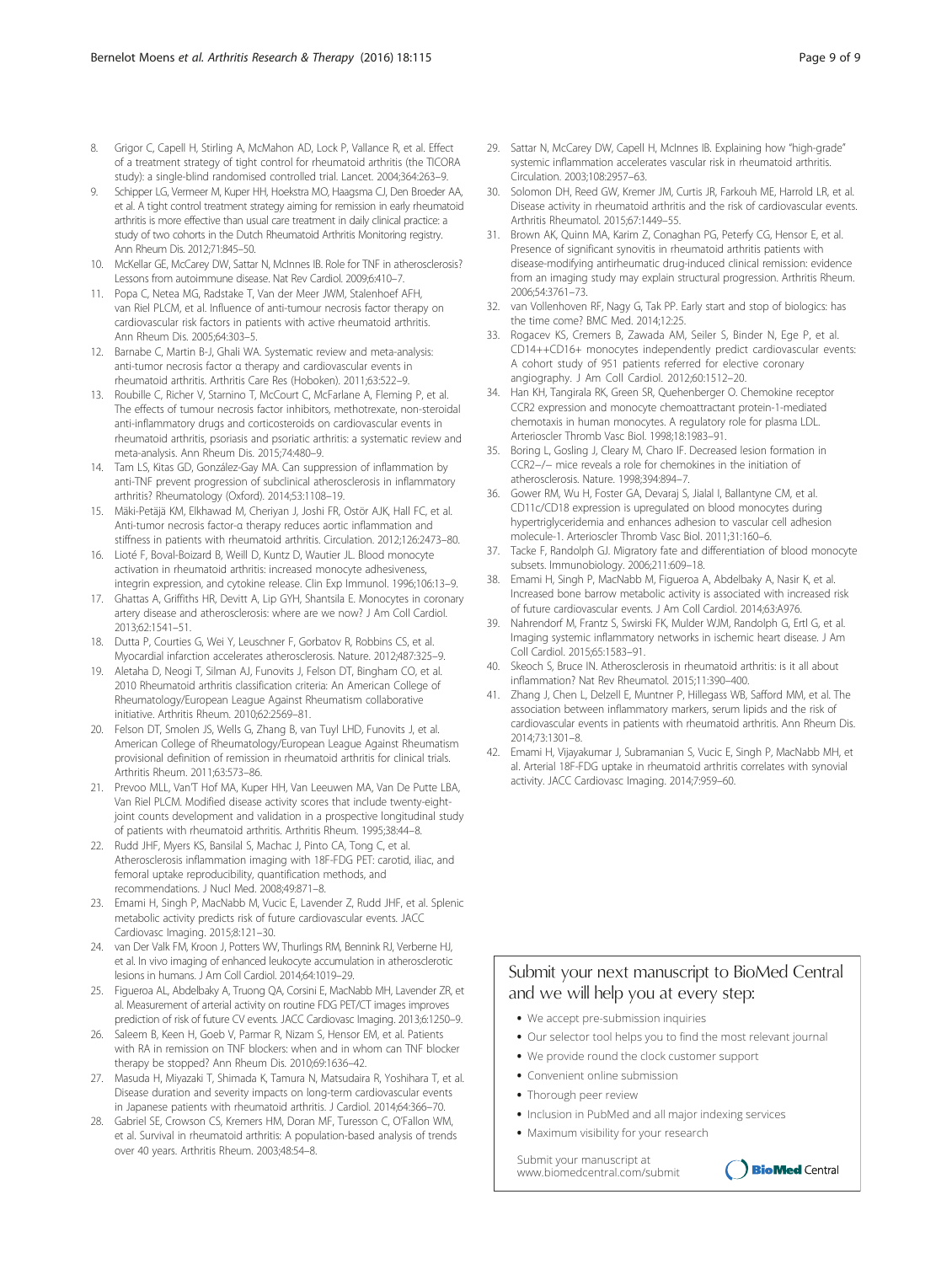8. Grigor C, Capell H, Stirling A, McMahon AD, Lock P, Vallance R, et al. Effect of a treatment strategy of tight control for rheumatoid arthritis (the TICORA study): a single-blind randomised controlled trial. Lancet. 2004;364:263–9.
9. Schipper LG, Vermeer M, Kuper HH, Hoekstra MO, Haagsma CJ, Den Broeder AA, et al. A tight control treatment strategy aiming for remission in early rheumatoid arthritis is more effective than usual care treatment in daily clinical practice: a study of two cohorts in the Dutch Rheumatoid Arthritis Monitoring registry. Ann Rheum Dis. 2012;71:845–50.
10. McKellar GE, McCarey DW, Sattar N, McInnes IB. Role for TNF in atherosclerosis? Lessons from autoimmune disease. Nat Rev Cardiol. 2009;6:410–7.
11. Popa C, Netea MG, Radstake T, Van der Meer JWM, Stalenhoef AFH, van Riel PLCM, et al. Influence of anti-tumour necrosis factor therapy on cardiovascular risk factors in patients with active rheumatoid arthritis. Ann Rheum Dis. 2005;64:303–5.
12. Barnabe C, Martin B-J, Ghali WA. Systematic review and meta-analysis: anti-tumor necrosis factor α therapy and cardiovascular events in rheumatoid arthritis. Arthritis Care Res (Hoboken). 2011;63:522–9.
13. Roubille C, Richer V, Starnino T, McCourt C, McFarlane A, Fleming P, et al. The effects of tumour necrosis factor inhibitors, methotrexate, non-steroidal anti-inflammatory drugs and corticosteroids on cardiovascular events in rheumatoid arthritis, psoriasis and psoriatic arthritis: a systematic review and meta-analysis. Ann Rheum Dis. 2015;74:480–9.
14. Tam LS, Kitas GD, González-Gay MA. Can suppression of inflammation by anti-TNF prevent progression of subclinical atherosclerosis in inflammatory arthritis? Rheumatology (Oxford). 2014;53:1108–19.
15. Mäki-Petäjä KM, Elkhawad M, Cheriyan J, Joshi FR, Ostör AJK, Hall FC, et al. Anti-tumor necrosis factor-α therapy reduces aortic inflammation and stiffness in patients with rheumatoid arthritis. Circulation. 2012;126:2473–80.
16. Lioté F, Boval-Boizard B, Weill D, Kuntz D, Wautier JL. Blood monocyte activation in rheumatoid arthritis: increased monocyte adhesiveness, integrin expression, and cytokine release. Clin Exp Immunol. 1996;106:13–9.
17. Ghattas A, Griffiths HR, Devitt A, Lip GYH, Shantsila E. Monocytes in coronary artery disease and atherosclerosis: where are we now? J Am Coll Cardiol. 2013;62:1541–51.
18. Dutta P, Courties G, Wei Y, Leuschner F, Gorbatov R, Robbins CS, et al. Myocardial infarction accelerates atherosclerosis. Nature. 2012;487:325–9.
19. Aletaha D, Neogi T, Silman AJ, Funovits J, Felson DT, Bingham CO, et al. 2010 Rheumatoid arthritis classification criteria: An American College of Rheumatology/European League Against Rheumatism collaborative initiative. Arthritis Rheum. 2010;62:2569–81.
20. Felson DT, Smolen JS, Wells G, Zhang B, van Tuyl LHD, Funovits J, et al. American College of Rheumatology/European League Against Rheumatism provisional definition of remission in rheumatoid arthritis for clinical trials. Arthritis Rheum. 2011;63:573–86.
21. Prevoo MLL, Van'T Hof MA, Kuper HH, Van Leeuwen MA, Van De Putte LBA, Van Riel PLCM. Modified disease activity scores that include twenty-eight-joint counts development and validation in a prospective longitudinal study of patients with rheumatoid arthritis. Arthritis Rheum. 1995;38:44–8.
22. Rudd JHF, Myers KS, Bansilal S, Machac J, Pinto CA, Tong C, et al. Atherosclerosis inflammation imaging with 18F-FDG PET: carotid, iliac, and femoral uptake reproducibility, quantification methods, and recommendations. J Nucl Med. 2008;49:871–8.
23. Emami H, Singh P, MacNabb M, Vucic E, Lavender Z, Rudd JHF, et al. Splenic metabolic activity predicts risk of future cardiovascular events. JACC Cardiovasc Imaging. 2015;8:121–30.
24. van Der Valk FM, Kroon J, Potters WV, Thurlings RM, Bennink RJ, Verberne HJ, et al. In vivo imaging of enhanced leukocyte accumulation in atherosclerotic lesions in humans. J Am Coll Cardiol. 2014;64:1019–29.
25. Figueroa AL, Abdelbaky A, Truong QA, Corsini E, MacNabb MH, Lavender ZR, et al. Measurement of arterial activity on routine FDG PET/CT images improves prediction of risk of future CV events. JACC Cardiovasc Imaging. 2013;6:1250–9.
26. Saleem B, Keen H, Goeb V, Parmar R, Nizam S, Hensor EM, et al. Patients with RA in remission on TNF blockers: when and in whom can TNF blocker therapy be stopped? Ann Rheum Dis. 2010;69:1636–42.
27. Masuda H, Miyazaki T, Shimada K, Tamura N, Matsudaira R, Yoshihara T, et al. Disease duration and severity impacts on long-term cardiovascular events in Japanese patients with rheumatoid arthritis. J Cardiol. 2014;64:366–70.
28. Gabriel SE, Crowson CS, Kremers HM, Doran MF, Turesson C, O'Fallon WM, et al. Survival in rheumatoid arthritis: A population-based analysis of trends over 40 years. Arthritis Rheum. 2003;48:54–8.
29. Sattar N, McCarey DW, Capell H, McInnes IB. Explaining how "high-grade" systemic inflammation accelerates vascular risk in rheumatoid arthritis. Circulation. 2003;108:2957–63.
30. Solomon DH, Reed GW, Kremer JM, Curtis JR, Farkouh ME, Harrold LR, et al. Disease activity in rheumatoid arthritis and the risk of cardiovascular events. Arthritis Rheumatol. 2015;67:1449–55.
31. Brown AK, Quinn MA, Karim Z, Conaghan PG, Peterfy CG, Hensor E, et al. Presence of significant synovitis in rheumatoid arthritis patients with disease-modifying antirheumatic drug-induced clinical remission: evidence from an imaging study may explain structural progression. Arthritis Rheum. 2006;54:3761–73.
32. van Vollenhoven RF, Nagy G, Tak PP. Early start and stop of biologics: has the time come? BMC Med. 2014;12:25.
33. Rogacev KS, Cremers B, Zawada AM, Seiler S, Binder N, Ege P, et al. CD14++CD16+ monocytes independently predict cardiovascular events: A cohort study of 951 patients referred for elective coronary angiography. J Am Coll Cardiol. 2012;60:1512–20.
34. Han KH, Tangirala RK, Green SR, Quehenberger O. Chemokine receptor CCR2 expression and monocyte chemoattractant protein-1-mediated chemotaxis in human monocytes. A regulatory role for plasma LDL. Arterioscler Thromb Vasc Biol. 1998;18:1983–91.
35. Boring L, Gosling J, Cleary M, Charo IF. Decreased lesion formation in CCR2−/− mice reveals a role for chemokines in the initiation of atherosclerosis. Nature. 1998;394:894–7.
36. Gower RM, Wu H, Foster GA, Devaraj S, Jialal I, Ballantyne CM, et al. CD11c/CD18 expression is upregulated on blood monocytes during hypertriglyceridemia and enhances adhesion to vascular cell adhesion molecule-1. Arterioscler Thromb Vasc Biol. 2011;31:160–6.
37. Tacke F, Randolph GJ. Migratory fate and differentiation of blood monocyte subsets. Immunobiology. 2006;211:609–18.
38. Emami H, Singh P, MacNabb M, Figueroa A, Abdelbaky A, Nasir K, et al. Increased bone barrow metabolic activity is associated with increased risk of future cardiovascular events. J Am Coll Cardiol. 2014;63:A976.
39. Nahrendorf M, Frantz S, Swirski FK, Mulder WJM, Randolph G, Ertl G, et al. Imaging systemic inflammatory networks in ischemic heart disease. J Am Coll Cardiol. 2015;65:1583–91.
40. Skeoch S, Bruce IN. Atherosclerosis in rheumatoid arthritis: is it all about inflammation? Nat Rev Rheumatol. 2015;11:390–400.
41. Zhang J, Chen L, Delzell E, Muntner P, Hillegass WB, Safford MM, et al. The association between inflammatory markers, serum lipids and the risk of cardiovascular events in patients with rheumatoid arthritis. Ann Rheum Dis. 2014;73:1301–8.
42. Emami H, Vijayakumar J, Subramanian S, Vucic E, Singh P, MacNabb MH, et al. Arterial 18F-FDG uptake in rheumatoid arthritis correlates with synovial activity. JACC Cardiovasc Imaging. 2014;7:959–60.

## Submit your next manuscript to BioMed Central and we will help you at every step:

- We accept pre-submission inquiries
- Our selector tool helps you to find the most relevant journal
- We provide round the clock customer support
- Convenient online submission
- Thorough peer review
- Inclusion in PubMed and all major indexing services
- Maximum visibility for your research

Submit your manuscript at www.biomedcentral.com/submit

BioMed Central